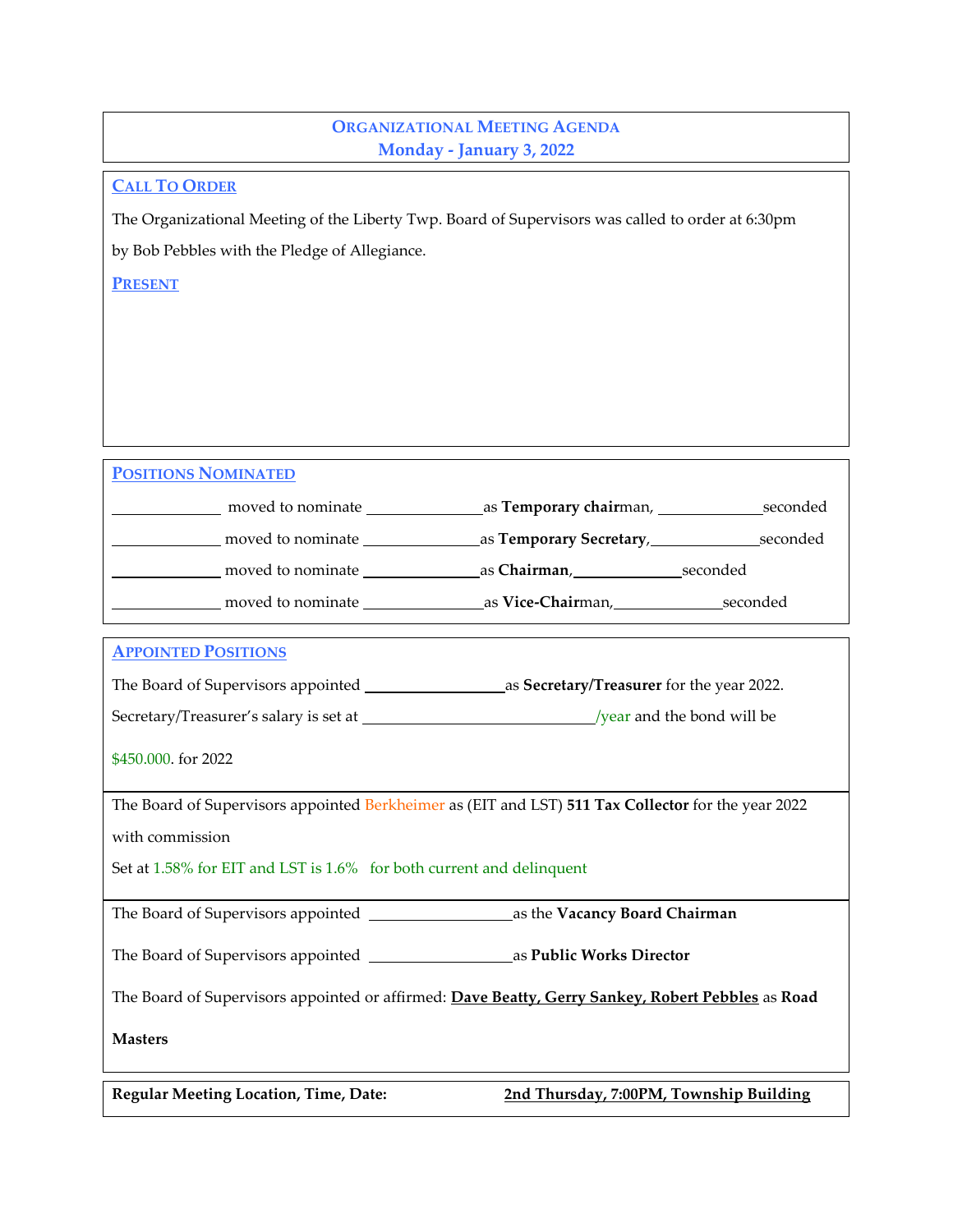# ORGANIZATIONAL MEETING AGENDA
## Monday - January 3, 2022

### CALL TO ORDER

The Organizational Meeting of the Liberty Twp. Board of Supervisors was called to order at 6:30pm by Bob Pebbles with the Pledge of Allegiance.

### PRESENT

### POSITIONS NOMINATED

_____________ moved to nominate _____________ as **Temporary chair**man, _____________ seconded

_____________ moved to nominate _____________ as **Temporary Secretary**, _____________ seconded

_____________ moved to nominate _____________ as **Chairman**, _____________ seconded

_____________ moved to nominate _____________ as **Vice-Chair**man, _____________ seconded

### APPOINTED POSITIONS

The Board of Supervisors appointed _________________ as **Secretary/Treasurer** for the year 2022.

Secretary/Treasurer's salary is set at ____________________________/year and the bond will be $450.000. for 2022

The Board of Supervisors appointed Berkheimer as (EIT and LST) **511 Tax Collector** for the year 2022 with commission

Set at 1.58% for EIT and LST is 1.6% for both current and delinquent

The Board of Supervisors appointed _________________ as the **Vacancy Board Chairman**

The Board of Supervisors appointed _________________ as **Public Works Director**

The Board of Supervisors appointed or affirmed: **Dave Beatty, Gerry Sankey, Robert Pebbles** as **Road Masters**

**Regular Meeting Location, Time, Date:** **2nd Thursday, 7:00PM, Township Building**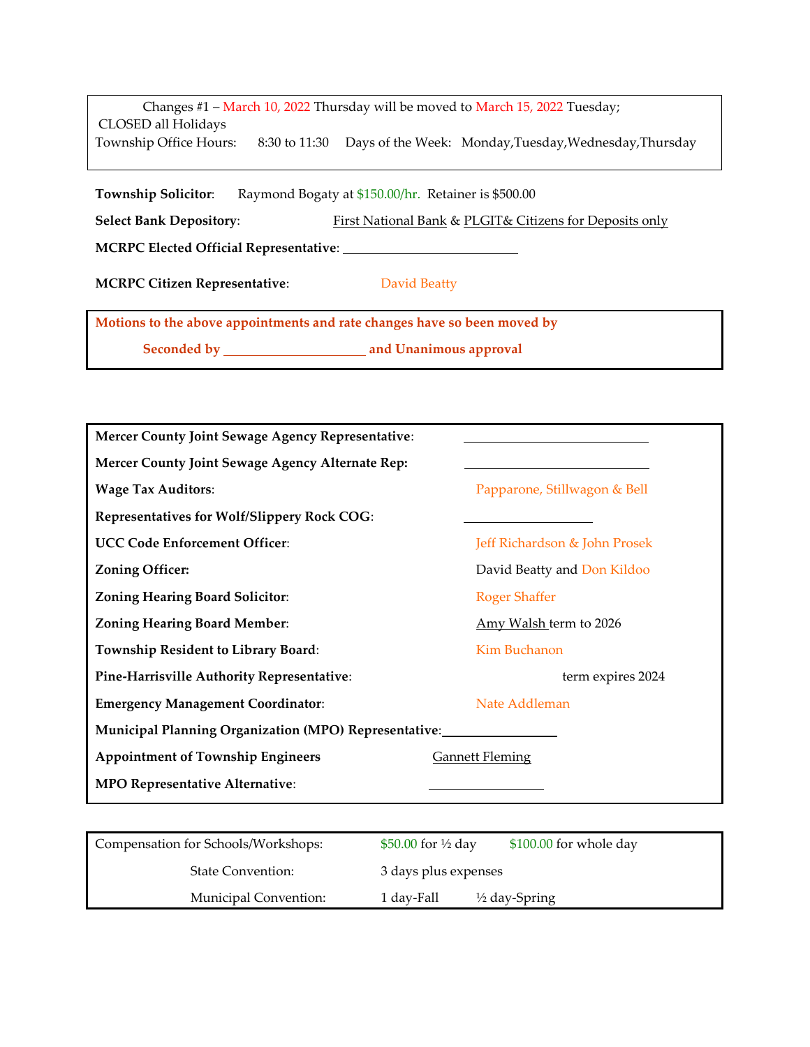Changes #1 – March 10, 2022 Thursday will be moved to March 15, 2022 Tuesday;
CLOSED all Holidays
Township Office Hours: 8:30 to 11:30 Days of the Week: Monday,Tuesday,Wednesday,Thursday

**Township Solicitor**: Raymond Bogaty at $150.00/hr. Retainer is $500.00

**Select Bank Depository**: First National Bank & PLGIT& Citizens for Deposits only

**MCRPC Elected Official Representative**: ____________________

**MCRPC Citizen Representative**: David Beatty

**Motions to the above appointments and rate changes have so been moved by**

**Seconded by ________________ and Unanimous approval**

| | |
|---|---|
| **Mercer County Joint Sewage Agency Representative**: | ____________________ |
| **Mercer County Joint Sewage Agency Alternate Rep:** | ____________________ |
| **Wage Tax Auditors**: | Papparone, Stillwagon & Bell |
| **Representatives for Wolf/Slippery Rock COG**: | ______________ |
| **UCC Code Enforcement Officer**: | Jeff Richardson & John Prosek |
| **Zoning Officer:** | David Beatty and Don Kildoo |
| **Zoning Hearing Board Solicitor**: | Roger Shaffer |
| **Zoning Hearing Board Member**: | Amy Walsh term to 2026 |
| **Township Resident to Library Board**: | Kim Buchanon |
| **Pine-Harrisville Authority Representative**: | term expires 2024 |
| **Emergency Management Coordinator**: | Nate Addleman |
| **Municipal Planning Organization (MPO) Representative**: | ______________ |
| **Appointment of Township Engineers** | Gannett Fleming |
| **MPO Representative Alternative**: | ______________ |

| | | |
|---|---|---|
| Compensation for Schools/Workshops: | $50.00 for ½ day | $100.00 for whole day |
| State Convention: | 3 days plus expenses | |
| Municipal Convention: | 1 day-Fall | ½ day-Spring |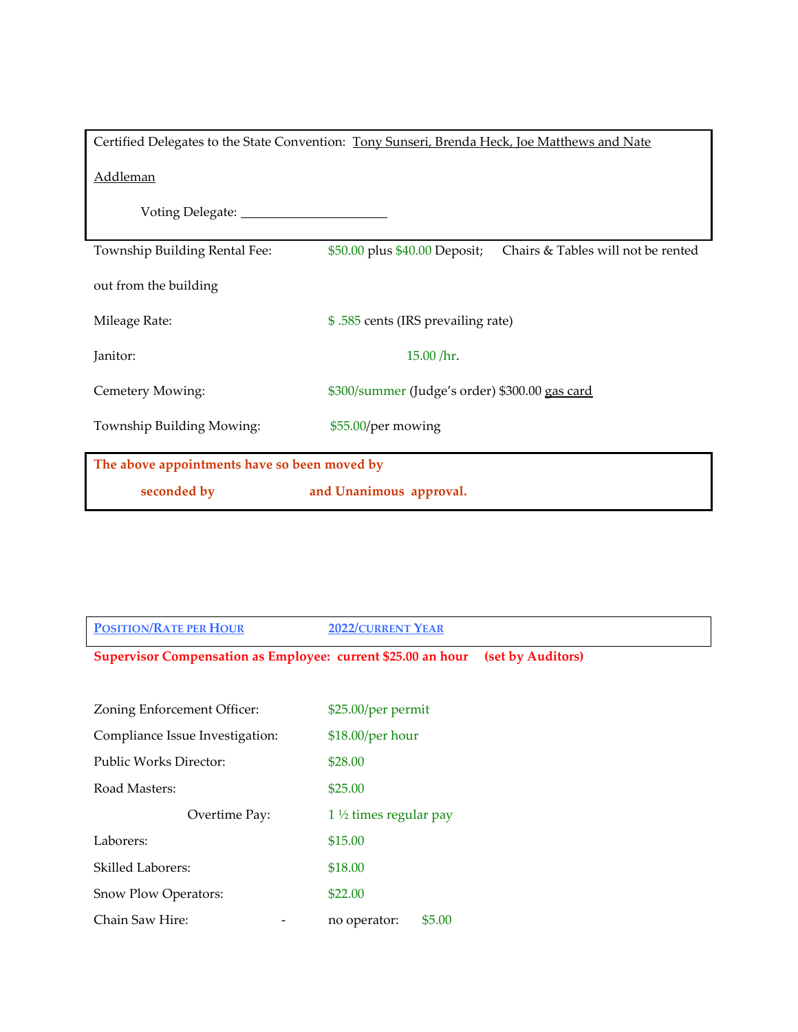Certified Delegates to the State Convention: Tony Sunseri, Brenda Heck, Joe Matthews and Nate Addleman

Voting Delegate: ____________________

| | |
|---|---|
| Township Building Rental Fee: | $50.00 plus $40.00 Deposit; Chairs & Tables will not be rented out from the building |
| Mileage Rate: | $ .585 cents (IRS prevailing rate) |
| Janitor: | 15.00 /hr. |
| Cemetery Mowing: | $300/summer (Judge's order) $300.00 gas card |
| Township Building Mowing: | $55.00/per mowing |

**The above appointments have so been moved by**

**seconded by and Unanimous approval.**

| POSITION/RATE PER HOUR | 2022/CURRENT YEAR |
|---|---|

**Supervisor Compensation as Employee: current $25.00 an hour (set by Auditors)**

| | |
|---|---|
| Zoning Enforcement Officer: | $25.00/per permit |
| Compliance Issue Investigation: | $18.00/per hour |
| Public Works Director: | $28.00 |
| Road Masters: | $25.00 |
| Overtime Pay: | 1 ½ times regular pay |
| Laborers: | $15.00 |
| Skilled Laborers: | $18.00 |
| Snow Plow Operators: | $22.00 |
| Chain Saw Hire: - | no operator: $5.00 |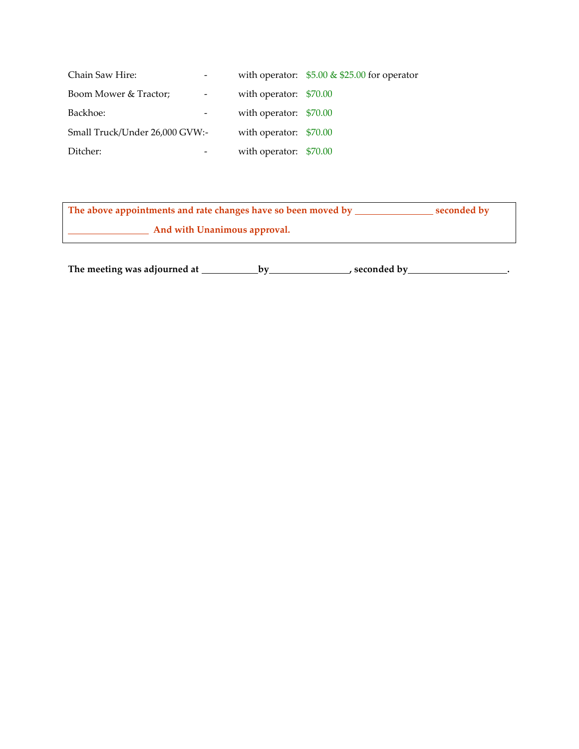| | | | |
|---|---|---|---|
| Chain Saw Hire: | - | with operator: | $5.00 & $25.00 for operator |
| Boom Mower & Tractor; | - | with operator: | $70.00 |
| Backhoe: | - | with operator: | $70.00 |
| Small Truck/Under 26,000 GVW: | - | with operator: | $70.00 |
| Ditcher: | - | with operator: | $70.00 |

**The above appointments and rate changes have so been moved by \_\_\_\_\_\_\_\_\_\_\_\_\_\_\_\_ seconded by \_\_\_\_\_\_\_\_\_\_\_\_\_\_\_\_ And with Unanimous approval.**

**The meeting was adjourned at \_\_\_\_\_\_\_\_\_\_\_\_ by \_\_\_\_\_\_\_\_\_\_\_\_\_\_\_\_, seconded by \_\_\_\_\_\_\_\_\_\_\_\_\_\_\_\_\_\_\_\_.**